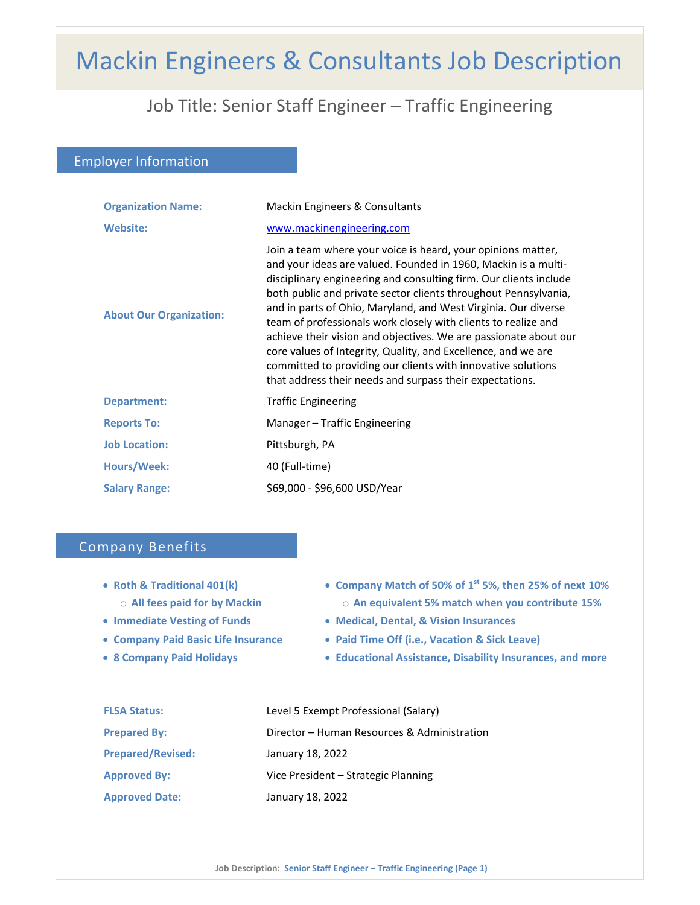# Mackin Engineers & Consultants Job Description

## Job Title: Senior Staff Engineer – Traffic Engineering

### Employer Information

| | |
|---|---|
| **Organization Name:** | Mackin Engineers & Consultants |
| **Website:** | www.mackinengineering.com |
| **About Our Organization:** | Join a team where your voice is heard, your opinions matter, and your ideas are valued. Founded in 1960, Mackin is a multi-disciplinary engineering and consulting firm. Our clients include both public and private sector clients throughout Pennsylvania, and in parts of Ohio, Maryland, and West Virginia. Our diverse team of professionals work closely with clients to realize and achieve their vision and objectives. We are passionate about our core values of Integrity, Quality, and Excellence, and we are committed to providing our clients with innovative solutions that address their needs and surpass their expectations. |
| **Department:** | Traffic Engineering |
| **Reports To:** | Manager – Traffic Engineering |
| **Job Location:** | Pittsburgh, PA |
| **Hours/Week:** | 40 (Full-time) |
| **Salary Range:** | $69,000 - $96,600 USD/Year |

### Company Benefits

- **Roth & Traditional 401(k)**
  - **All fees paid for by Mackin**
- **Immediate Vesting of Funds**
- **Company Paid Basic Life Insurance**
- **8 Company Paid Holidays**
- **Company Match of 50% of 1st 5%, then 25% of next 10%**
  - **An equivalent 5% match when you contribute 15%**
- **Medical, Dental, & Vision Insurances**
- **Paid Time Off (i.e., Vacation & Sick Leave)**
- **Educational Assistance, Disability Insurances, and more**

| | |
|---|---|
| **FLSA Status:** | Level 5 Exempt Professional (Salary) |
| **Prepared By:** | Director – Human Resources & Administration |
| **Prepared/Revised:** | January 18, 2022 |
| **Approved By:** | Vice President – Strategic Planning |
| **Approved Date:** | January 18, 2022 |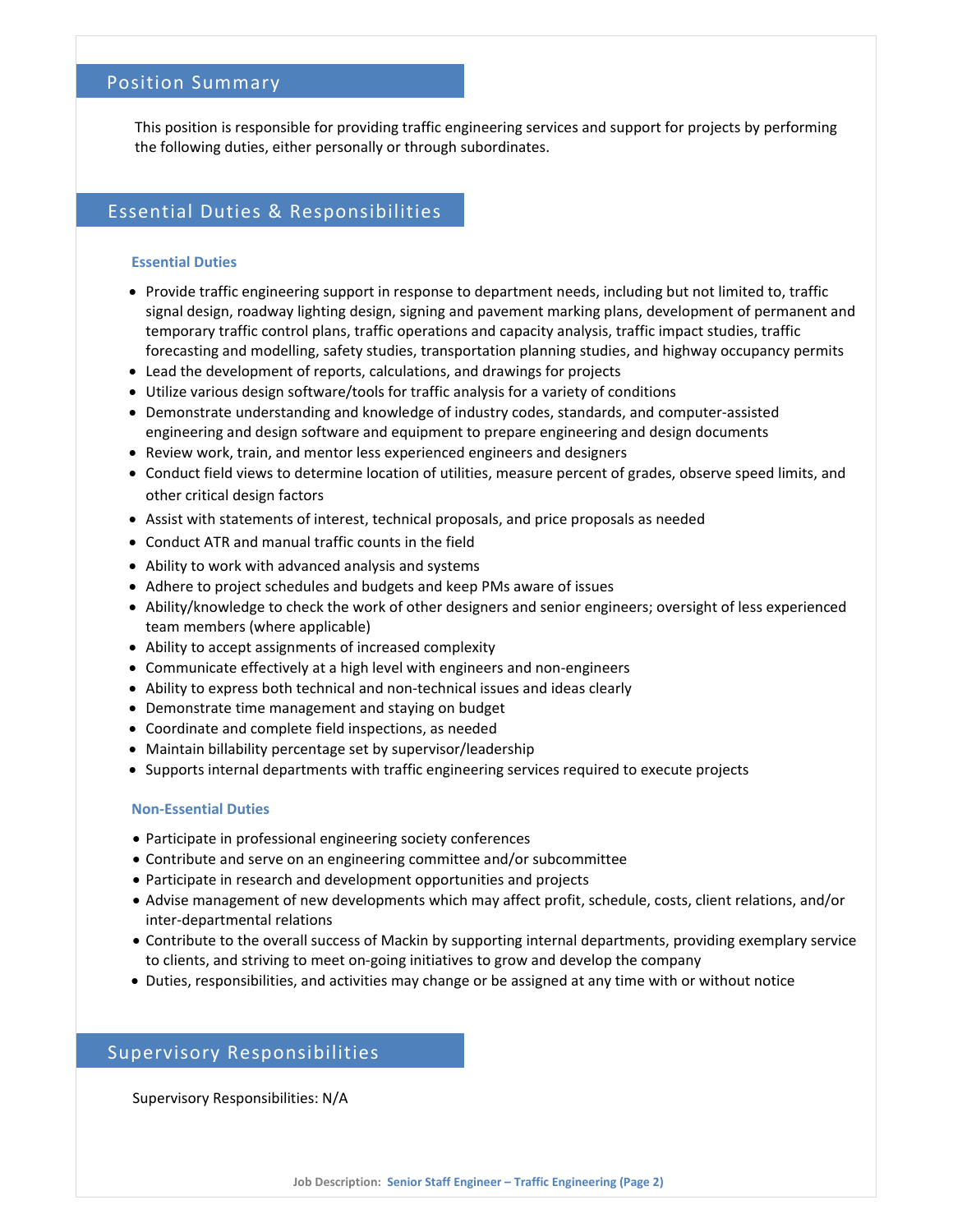## Position Summary

This position is responsible for providing traffic engineering services and support for projects by performing the following duties, either personally or through subordinates.

## Essential Duties & Responsibilities

### Essential Duties

- Provide traffic engineering support in response to department needs, including but not limited to, traffic signal design, roadway lighting design, signing and pavement marking plans, development of permanent and temporary traffic control plans, traffic operations and capacity analysis, traffic impact studies, traffic forecasting and modelling, safety studies, transportation planning studies, and highway occupancy permits
- Lead the development of reports, calculations, and drawings for projects
- Utilize various design software/tools for traffic analysis for a variety of conditions
- Demonstrate understanding and knowledge of industry codes, standards, and computer-assisted engineering and design software and equipment to prepare engineering and design documents
- Review work, train, and mentor less experienced engineers and designers
- Conduct field views to determine location of utilities, measure percent of grades, observe speed limits, and other critical design factors
- Assist with statements of interest, technical proposals, and price proposals as needed
- Conduct ATR and manual traffic counts in the field
- Ability to work with advanced analysis and systems
- Adhere to project schedules and budgets and keep PMs aware of issues
- Ability/knowledge to check the work of other designers and senior engineers; oversight of less experienced team members (where applicable)
- Ability to accept assignments of increased complexity
- Communicate effectively at a high level with engineers and non-engineers
- Ability to express both technical and non-technical issues and ideas clearly
- Demonstrate time management and staying on budget
- Coordinate and complete field inspections, as needed
- Maintain billability percentage set by supervisor/leadership
- Supports internal departments with traffic engineering services required to execute projects

### Non-Essential Duties

- Participate in professional engineering society conferences
- Contribute and serve on an engineering committee and/or subcommittee
- Participate in research and development opportunities and projects
- Advise management of new developments which may affect profit, schedule, costs, client relations, and/or inter-departmental relations
- Contribute to the overall success of Mackin by supporting internal departments, providing exemplary service to clients, and striving to meet on-going initiatives to grow and develop the company
- Duties, responsibilities, and activities may change or be assigned at any time with or without notice

## Supervisory Responsibilities

Supervisory Responsibilities: N/A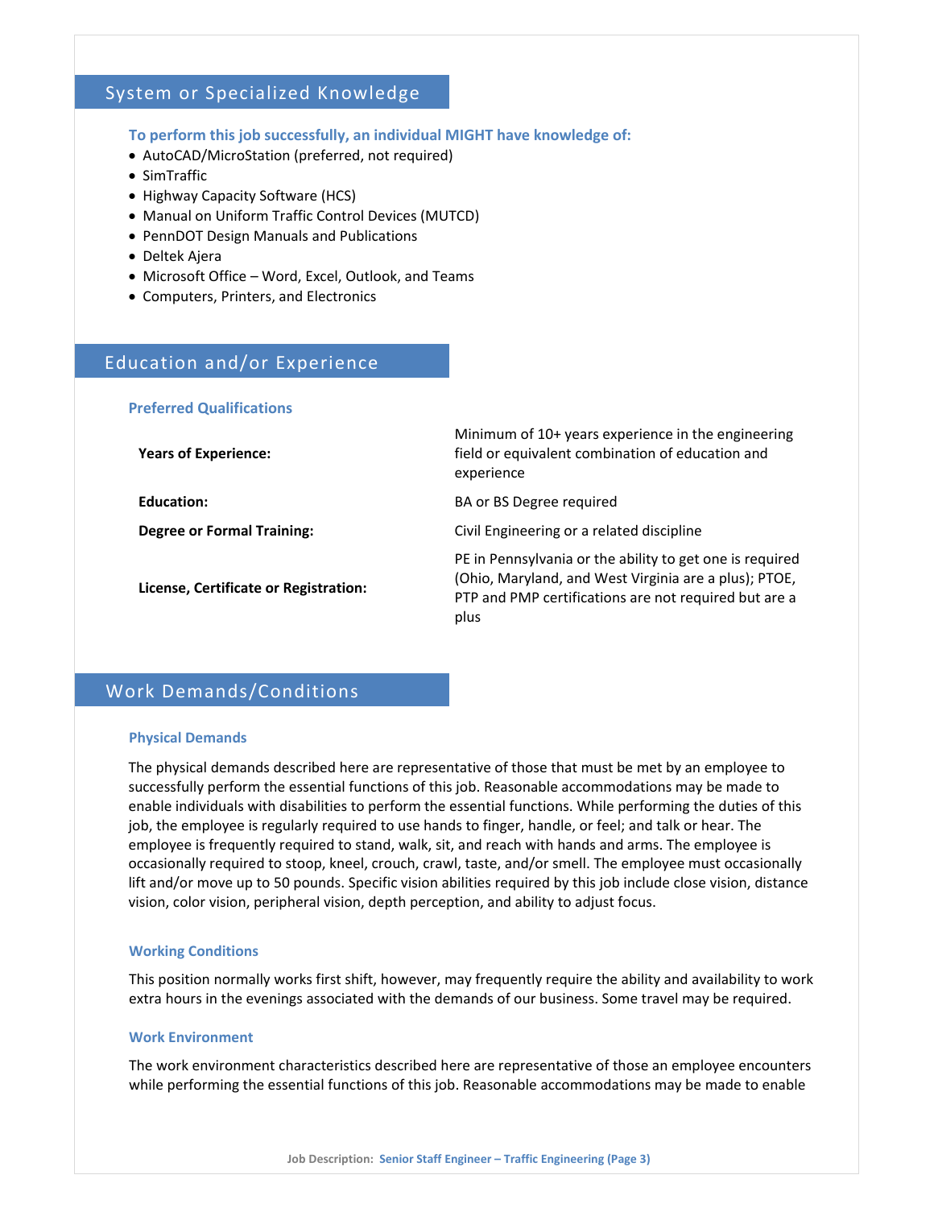## System or Specialized Knowledge

**To perform this job successfully, an individual MIGHT have knowledge of:**

- AutoCAD/MicroStation (preferred, not required)
- SimTraffic
- Highway Capacity Software (HCS)
- Manual on Uniform Traffic Control Devices (MUTCD)
- PennDOT Design Manuals and Publications
- Deltek Ajera
- Microsoft Office – Word, Excel, Outlook, and Teams
- Computers, Printers, and Electronics

## Education and/or Experience

### Preferred Qualifications

| | |
|---|---|
| **Years of Experience:** | Minimum of 10+ years experience in the engineering field or equivalent combination of education and experience |
| **Education:** | BA or BS Degree required |
| **Degree or Formal Training:** | Civil Engineering or a related discipline |
| **License, Certificate or Registration:** | PE in Pennsylvania or the ability to get one is required (Ohio, Maryland, and West Virginia are a plus); PTOE, PTP and PMP certifications are not required but are a plus |

## Work Demands/Conditions

### Physical Demands

The physical demands described here are representative of those that must be met by an employee to successfully perform the essential functions of this job. Reasonable accommodations may be made to enable individuals with disabilities to perform the essential functions. While performing the duties of this job, the employee is regularly required to use hands to finger, handle, or feel; and talk or hear. The employee is frequently required to stand, walk, sit, and reach with hands and arms. The employee is occasionally required to stoop, kneel, crouch, crawl, taste, and/or smell. The employee must occasionally lift and/or move up to 50 pounds. Specific vision abilities required by this job include close vision, distance vision, color vision, peripheral vision, depth perception, and ability to adjust focus.

### Working Conditions

This position normally works first shift, however, may frequently require the ability and availability to work extra hours in the evenings associated with the demands of our business. Some travel may be required.

### Work Environment

The work environment characteristics described here are representative of those an employee encounters while performing the essential functions of this job. Reasonable accommodations may be made to enable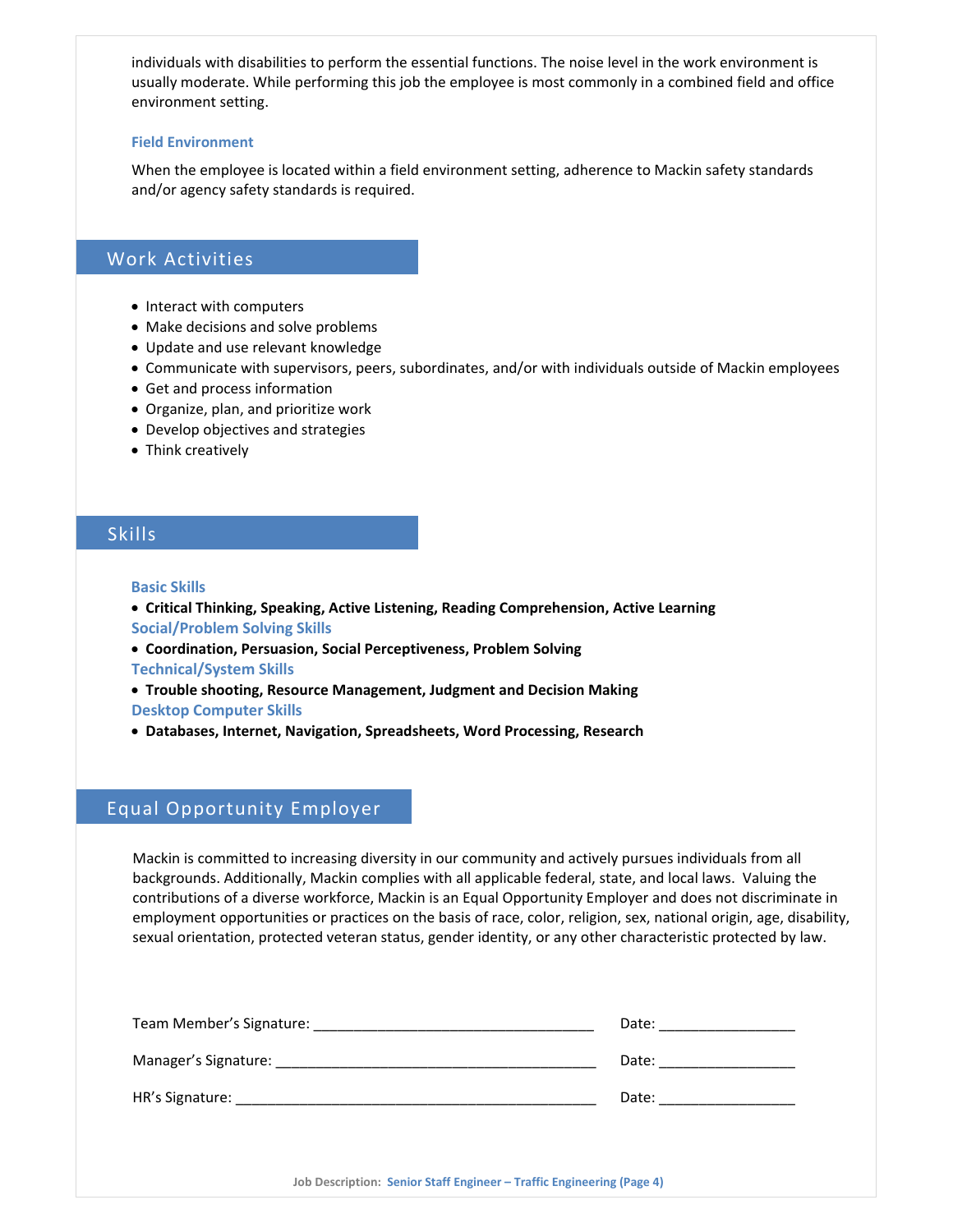individuals with disabilities to perform the essential functions. The noise level in the work environment is usually moderate. While performing this job the employee is most commonly in a combined field and office environment setting.

### Field Environment

When the employee is located within a field environment setting, adherence to Mackin safety standards and/or agency safety standards is required.

## Work Activities

- Interact with computers
- Make decisions and solve problems
- Update and use relevant knowledge
- Communicate with supervisors, peers, subordinates, and/or with individuals outside of Mackin employees
- Get and process information
- Organize, plan, and prioritize work
- Develop objectives and strategies
- Think creatively

## Skills

### Basic Skills

- **Critical Thinking, Speaking, Active Listening, Reading Comprehension, Active Learning**

### Social/Problem Solving Skills

- **Coordination, Persuasion, Social Perceptiveness, Problem Solving**

### Technical/System Skills

- **Trouble shooting, Resource Management, Judgment and Decision Making**

### Desktop Computer Skills

- **Databases, Internet, Navigation, Spreadsheets, Word Processing, Research**

## Equal Opportunity Employer

Mackin is committed to increasing diversity in our community and actively pursues individuals from all backgrounds. Additionally, Mackin complies with all applicable federal, state, and local laws. Valuing the contributions of a diverse workforce, Mackin is an Equal Opportunity Employer and does not discriminate in employment opportunities or practices on the basis of race, color, religion, sex, national origin, age, disability, sexual orientation, protected veteran status, gender identity, or any other characteristic protected by law.

Team Member's Signature: ___________________________________ Date: _________________

Manager's Signature: _________________________________________ Date: _________________

HR's Signature: ______________________________________________ Date: _________________